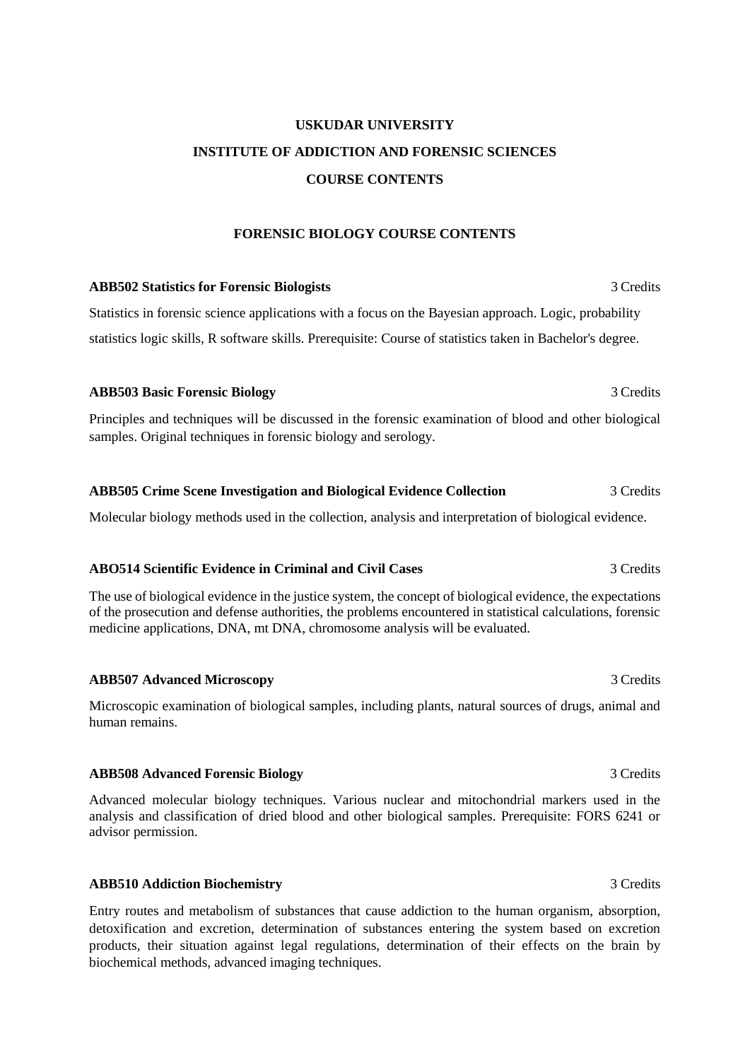# USKUDAR UNIVERSITY

# INSTITUTE OF ADDICTION AND FORENSIC SCIENCES

# COURSE CONTENTS

## FORENSIC BIOLOGY COURSE CONTENTS

**ABB502 Statistics for Forensic Biologists** 3 Credits

Statistics in forensic science applications with a focus on the Bayesian approach. Logic, probability statistics logic skills, R software skills. Prerequisite: Course of statistics taken in Bachelor's degree.

**ABB503 Basic Forensic Biology** 3 Credits

Principles and techniques will be discussed in the forensic examination of blood and other biological samples. Original techniques in forensic biology and serology.

**ABB505 Crime Scene Investigation and Biological Evidence Collection** 3 Credits

Molecular biology methods used in the collection, analysis and interpretation of biological evidence.

**ABO514 Scientific Evidence in Criminal and Civil Cases** 3 Credits

The use of biological evidence in the justice system, the concept of biological evidence, the expectations of the prosecution and defense authorities, the problems encountered in statistical calculations, forensic medicine applications, DNA, mt DNA, chromosome analysis will be evaluated.

**ABB507 Advanced Microscopy** 3 Credits

Microscopic examination of biological samples, including plants, natural sources of drugs, animal and human remains.

**ABB508 Advanced Forensic Biology** 3 Credits

Advanced molecular biology techniques. Various nuclear and mitochondrial markers used in the analysis and classification of dried blood and other biological samples. Prerequisite: FORS 6241 or advisor permission.

**ABB510 Addiction Biochemistry** 3 Credits

Entry routes and metabolism of substances that cause addiction to the human organism, absorption, detoxification and excretion, determination of substances entering the system based on excretion products, their situation against legal regulations, determination of their effects on the brain by biochemical methods, advanced imaging techniques.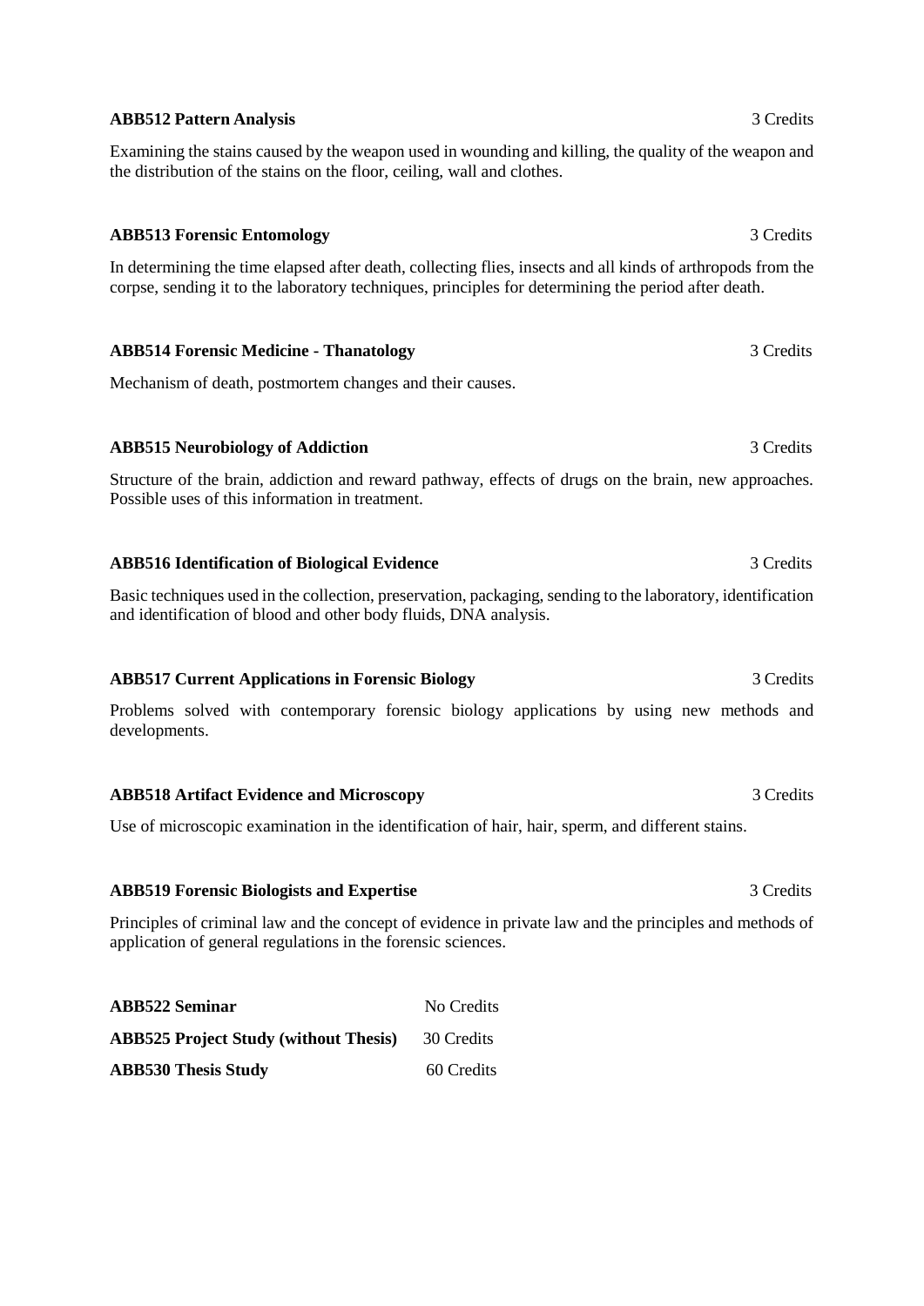**ABB512 Pattern Analysis** 3 Credits

Examining the stains caused by the weapon used in wounding and killing, the quality of the weapon and the distribution of the stains on the floor, ceiling, wall and clothes.

**ABB513 Forensic Entomology** 3 Credits

In determining the time elapsed after death, collecting flies, insects and all kinds of arthropods from the corpse, sending it to the laboratory techniques, principles for determining the period after death.

**ABB514 Forensic Medicine - Thanatology** 3 Credits

Mechanism of death, postmortem changes and their causes.

**ABB515 Neurobiology of Addiction** 3 Credits

Structure of the brain, addiction and reward pathway, effects of drugs on the brain, new approaches. Possible uses of this information in treatment.

**ABB516 Identification of Biological Evidence** 3 Credits

Basic techniques used in the collection, preservation, packaging, sending to the laboratory, identification and identification of blood and other body fluids, DNA analysis.

**ABB517 Current Applications in Forensic Biology** 3 Credits

Problems solved with contemporary forensic biology applications by using new methods and developments.

**ABB518 Artifact Evidence and Microscopy** 3 Credits

Use of microscopic examination in the identification of hair, hair, sperm, and different stains.

**ABB519 Forensic Biologists and Expertise** 3 Credits

Principles of criminal law and the concept of evidence in private law and the principles and methods of application of general regulations in the forensic sciences.

**ABB522 Seminar** No Credits

**ABB525 Project Study (without Thesis)** 30 Credits

**ABB530 Thesis Study** 60 Credits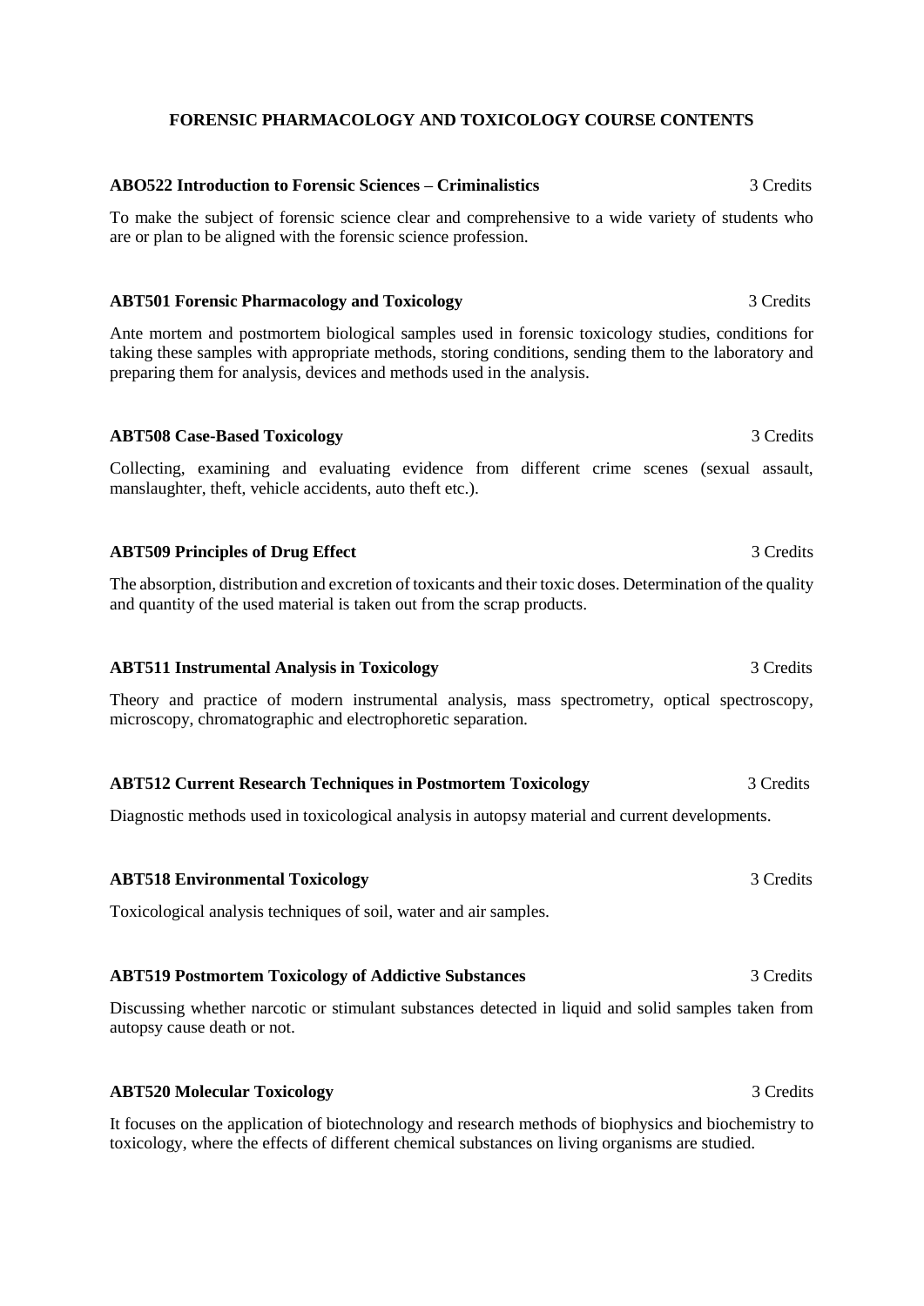# FORENSIC PHARMACOLOGY AND TOXICOLOGY COURSE CONTENTS

**ABO522 Introduction to Forensic Sciences – Criminalistics** 3 Credits

To make the subject of forensic science clear and comprehensive to a wide variety of students who are or plan to be aligned with the forensic science profession.

**ABT501 Forensic Pharmacology and Toxicology** 3 Credits

Ante mortem and postmortem biological samples used in forensic toxicology studies, conditions for taking these samples with appropriate methods, storing conditions, sending them to the laboratory and preparing them for analysis, devices and methods used in the analysis.

**ABT508 Case-Based Toxicology** 3 Credits

Collecting, examining and evaluating evidence from different crime scenes (sexual assault, manslaughter, theft, vehicle accidents, auto theft etc.).

**ABT509 Principles of Drug Effect** 3 Credits

The absorption, distribution and excretion of toxicants and their toxic doses. Determination of the quality and quantity of the used material is taken out from the scrap products.

**ABT511 Instrumental Analysis in Toxicology** 3 Credits

Theory and practice of modern instrumental analysis, mass spectrometry, optical spectroscopy, microscopy, chromatographic and electrophoretic separation.

**ABT512 Current Research Techniques in Postmortem Toxicology** 3 Credits

Diagnostic methods used in toxicological analysis in autopsy material and current developments.

**ABT518 Environmental Toxicology** 3 Credits

Toxicological analysis techniques of soil, water and air samples.

**ABT519 Postmortem Toxicology of Addictive Substances** 3 Credits

Discussing whether narcotic or stimulant substances detected in liquid and solid samples taken from autopsy cause death or not.

**ABT520 Molecular Toxicology** 3 Credits

It focuses on the application of biotechnology and research methods of biophysics and biochemistry to toxicology, where the effects of different chemical substances on living organisms are studied.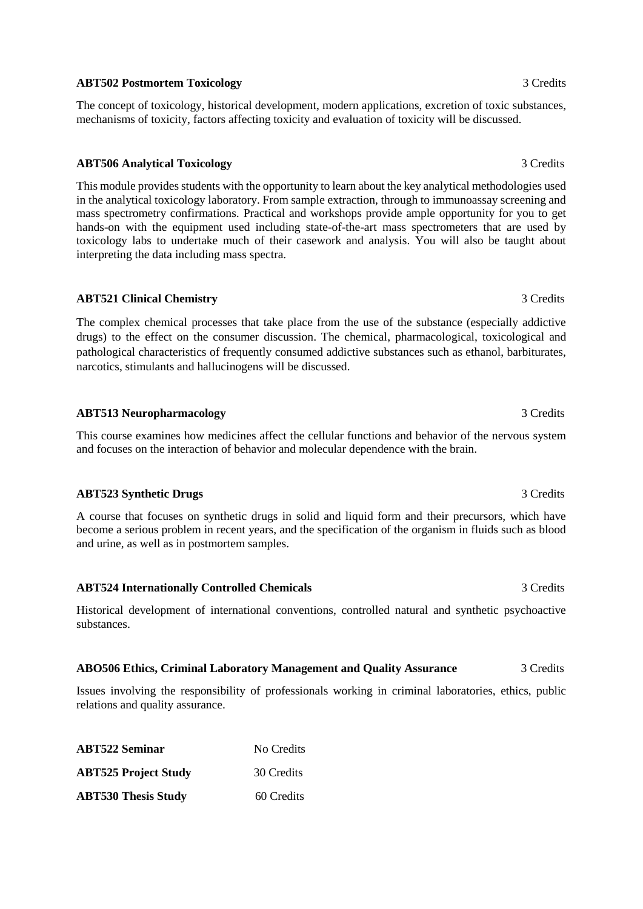**ABT502 Postmortem Toxicology** 3 Credits

The concept of toxicology, historical development, modern applications, excretion of toxic substances, mechanisms of toxicity, factors affecting toxicity and evaluation of toxicity will be discussed.

**ABT506 Analytical Toxicology** 3 Credits

This module provides students with the opportunity to learn about the key analytical methodologies used in the analytical toxicology laboratory. From sample extraction, through to immunoassay screening and mass spectrometry confirmations. Practical and workshops provide ample opportunity for you to get hands-on with the equipment used including state-of-the-art mass spectrometers that are used by toxicology labs to undertake much of their casework and analysis. You will also be taught about interpreting the data including mass spectra.

**ABT521 Clinical Chemistry** 3 Credits

The complex chemical processes that take place from the use of the substance (especially addictive drugs) to the effect on the consumer discussion. The chemical, pharmacological, toxicological and pathological characteristics of frequently consumed addictive substances such as ethanol, barbiturates, narcotics, stimulants and hallucinogens will be discussed.

**ABT513 Neuropharmacology** 3 Credits

This course examines how medicines affect the cellular functions and behavior of the nervous system and focuses on the interaction of behavior and molecular dependence with the brain.

**ABT523 Synthetic Drugs** 3 Credits

A course that focuses on synthetic drugs in solid and liquid form and their precursors, which have become a serious problem in recent years, and the specification of the organism in fluids such as blood and urine, as well as in postmortem samples.

**ABT524 Internationally Controlled Chemicals** 3 Credits

Historical development of international conventions, controlled natural and synthetic psychoactive substances.

**ABO506 Ethics, Criminal Laboratory Management and Quality Assurance** 3 Credits

Issues involving the responsibility of professionals working in criminal laboratories, ethics, public relations and quality assurance.

**ABT522 Seminar** No Credits

**ABT525 Project Study** 30 Credits

**ABT530 Thesis Study** 60 Credits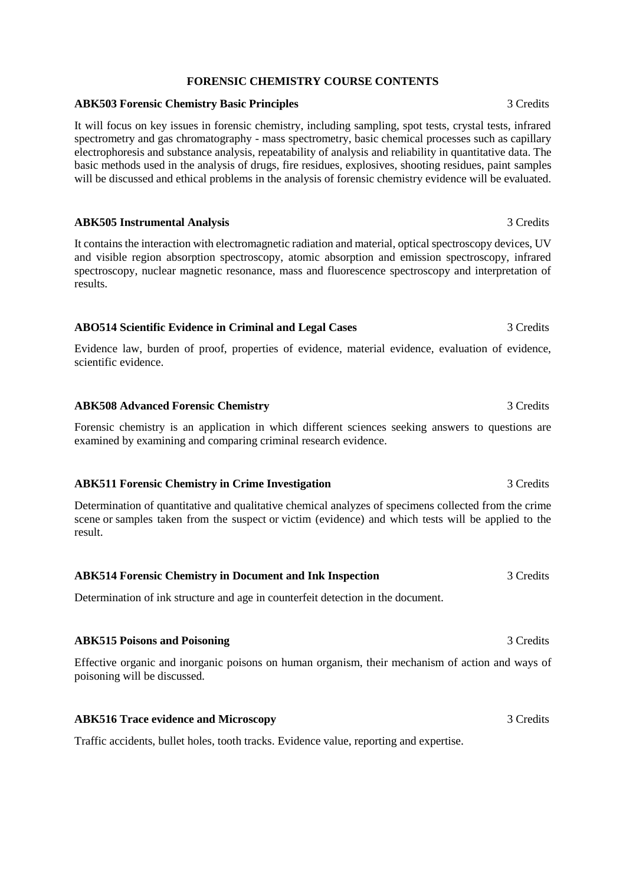# FORENSIC CHEMISTRY COURSE CONTENTS

**ABK503 Forensic Chemistry Basic Principles** 3 Credits

It will focus on key issues in forensic chemistry, including sampling, spot tests, crystal tests, infrared spectrometry and gas chromatography - mass spectrometry, basic chemical processes such as capillary electrophoresis and substance analysis, repeatability of analysis and reliability in quantitative data. The basic methods used in the analysis of drugs, fire residues, explosives, shooting residues, paint samples will be discussed and ethical problems in the analysis of forensic chemistry evidence will be evaluated.

**ABK505 Instrumental Analysis** 3 Credits

It contains the interaction with electromagnetic radiation and material, optical spectroscopy devices, UV and visible region absorption spectroscopy, atomic absorption and emission spectroscopy, infrared spectroscopy, nuclear magnetic resonance, mass and fluorescence spectroscopy and interpretation of results.

**ABO514 Scientific Evidence in Criminal and Legal Cases** 3 Credits

Evidence law, burden of proof, properties of evidence, material evidence, evaluation of evidence, scientific evidence.

**ABK508 Advanced Forensic Chemistry** 3 Credits

Forensic chemistry is an application in which different sciences seeking answers to questions are examined by examining and comparing criminal research evidence.

**ABK511 Forensic Chemistry in Crime Investigation** 3 Credits

Determination of quantitative and qualitative chemical analyzes of specimens collected from the crime scene or samples taken from the suspect or victim (evidence) and which tests will be applied to the result.

**ABK514 Forensic Chemistry in Document and Ink Inspection** 3 Credits

Determination of ink structure and age in counterfeit detection in the document.

**ABK515 Poisons and Poisoning** 3 Credits

Effective organic and inorganic poisons on human organism, their mechanism of action and ways of poisoning will be discussed.

**ABK516 Trace evidence and Microscopy** 3 Credits

Traffic accidents, bullet holes, tooth tracks. Evidence value, reporting and expertise.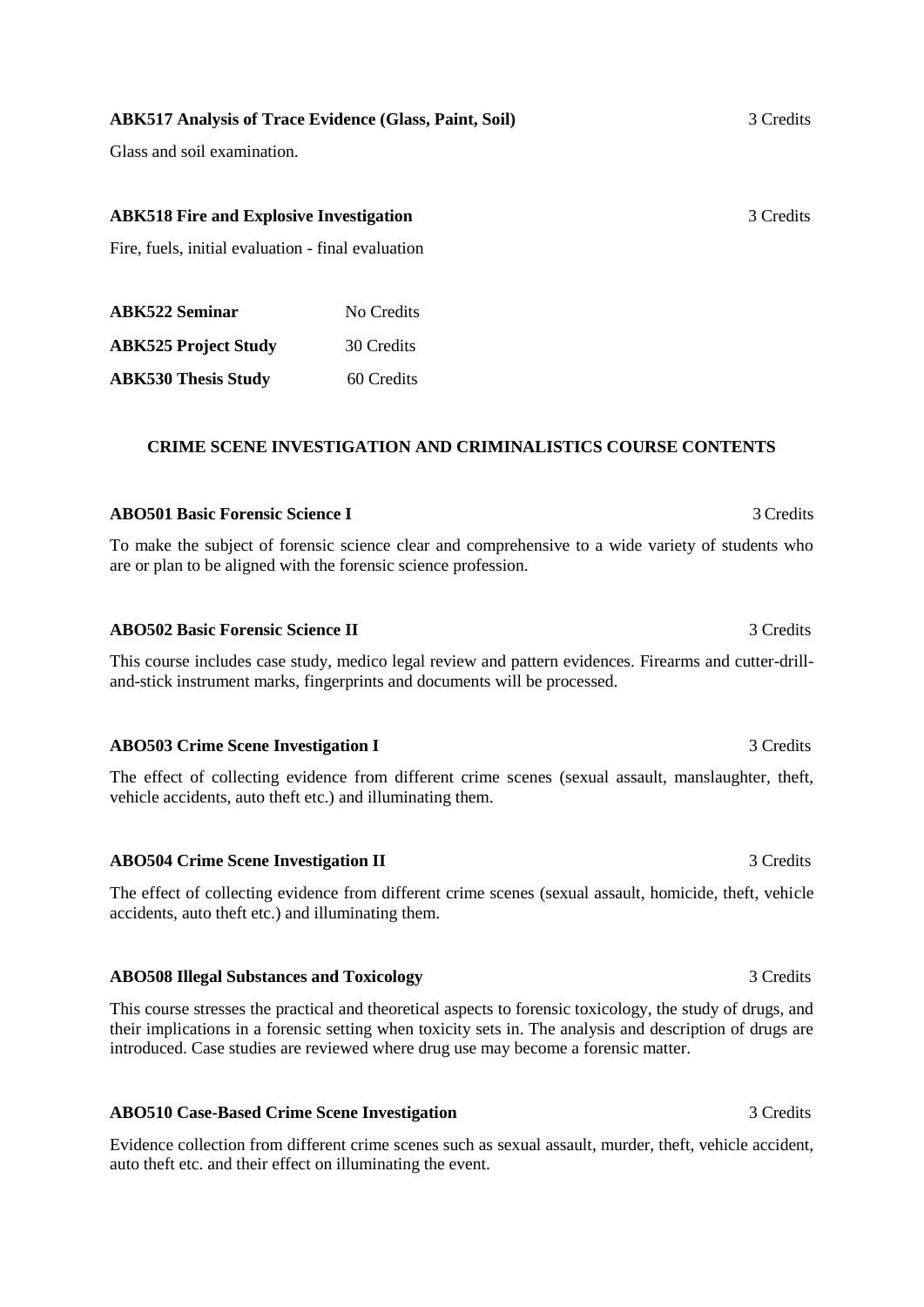**ABK517 Analysis of Trace Evidence (Glass, Paint, Soil)** 3 Credits

Glass and soil examination.

**ABK518 Fire and Explosive Investigation** 3 Credits

Fire, fuels, initial evaluation - final evaluation

| | |
|---|---|
| **ABK522 Seminar** | No Credits |
| **ABK525 Project Study** | 30 Credits |
| **ABK530 Thesis Study** | 60 Credits |

## CRIME SCENE INVESTIGATION AND CRIMINALISTICS COURSE CONTENTS

**ABO501 Basic Forensic Science I** 3 Credits

To make the subject of forensic science clear and comprehensive to a wide variety of students who are or plan to be aligned with the forensic science profession.

**ABO502 Basic Forensic Science II** 3 Credits

This course includes case study, medico legal review and pattern evidences. Firearms and cutter-drill-and-stick instrument marks, fingerprints and documents will be processed.

**ABO503 Crime Scene Investigation I** 3 Credits

The effect of collecting evidence from different crime scenes (sexual assault, manslaughter, theft, vehicle accidents, auto theft etc.) and illuminating them.

**ABO504 Crime Scene Investigation II** 3 Credits

The effect of collecting evidence from different crime scenes (sexual assault, homicide, theft, vehicle accidents, auto theft etc.) and illuminating them.

**ABO508 Illegal Substances and Toxicology** 3 Credits

This course stresses the practical and theoretical aspects to forensic toxicology, the study of drugs, and their implications in a forensic setting when toxicity sets in. The analysis and description of drugs are introduced. Case studies are reviewed where drug use may become a forensic matter.

**ABO510 Case-Based Crime Scene Investigation** 3 Credits

Evidence collection from different crime scenes such as sexual assault, murder, theft, vehicle accident, auto theft etc. and their effect on illuminating the event.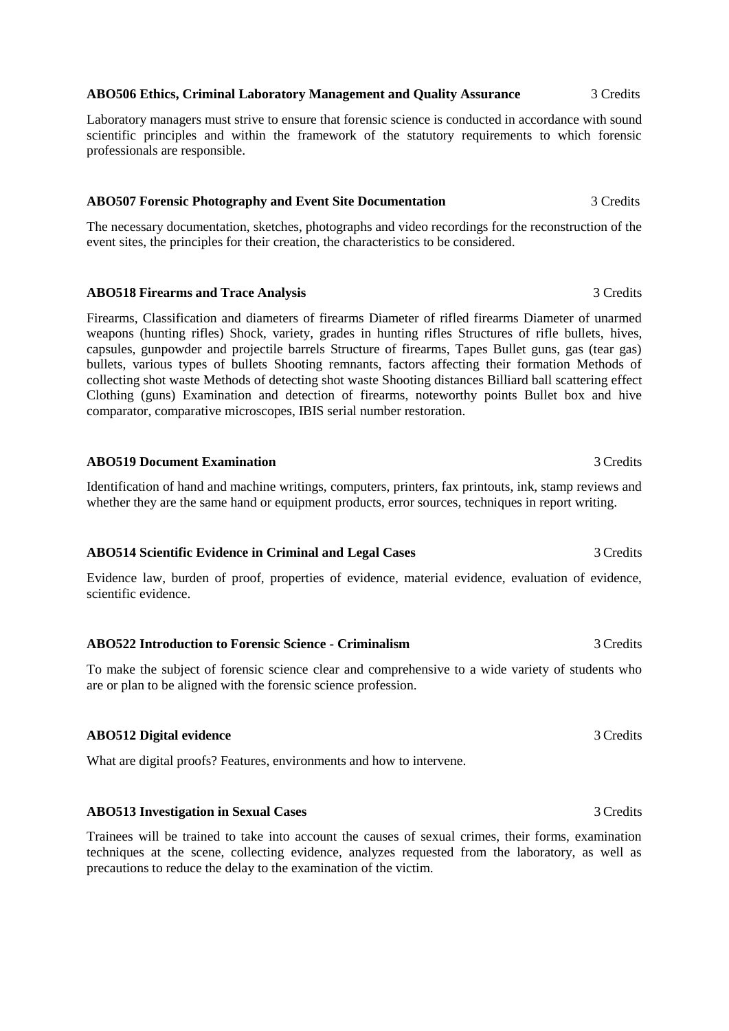**ABO506 Ethics, Criminal Laboratory Management and Quality Assurance** 3 Credits

Laboratory managers must strive to ensure that forensic science is conducted in accordance with sound scientific principles and within the framework of the statutory requirements to which forensic professionals are responsible.

**ABO507 Forensic Photography and Event Site Documentation** 3 Credits

The necessary documentation, sketches, photographs and video recordings for the reconstruction of the event sites, the principles for their creation, the characteristics to be considered.

**ABO518 Firearms and Trace Analysis** 3 Credits

Firearms, Classification and diameters of firearms Diameter of rifled firearms Diameter of unarmed weapons (hunting rifles) Shock, variety, grades in hunting rifles Structures of rifle bullets, hives, capsules, gunpowder and projectile barrels Structure of firearms, Tapes Bullet guns, gas (tear gas) bullets, various types of bullets Shooting remnants, factors affecting their formation Methods of collecting shot waste Methods of detecting shot waste Shooting distances Billiard ball scattering effect Clothing (guns) Examination and detection of firearms, noteworthy points Bullet box and hive comparator, comparative microscopes, IBIS serial number restoration.

**ABO519 Document Examination** 3 Credits

Identification of hand and machine writings, computers, printers, fax printouts, ink, stamp reviews and whether they are the same hand or equipment products, error sources, techniques in report writing.

**ABO514 Scientific Evidence in Criminal and Legal Cases** 3 Credits

Evidence law, burden of proof, properties of evidence, material evidence, evaluation of evidence, scientific evidence.

**ABO522 Introduction to Forensic Science - Criminalism** 3 Credits

To make the subject of forensic science clear and comprehensive to a wide variety of students who are or plan to be aligned with the forensic science profession.

**ABO512 Digital evidence** 3 Credits

What are digital proofs? Features, environments and how to intervene.

**ABO513 Investigation in Sexual Cases** 3 Credits

Trainees will be trained to take into account the causes of sexual crimes, their forms, examination techniques at the scene, collecting evidence, analyzes requested from the laboratory, as well as precautions to reduce the delay to the examination of the victim.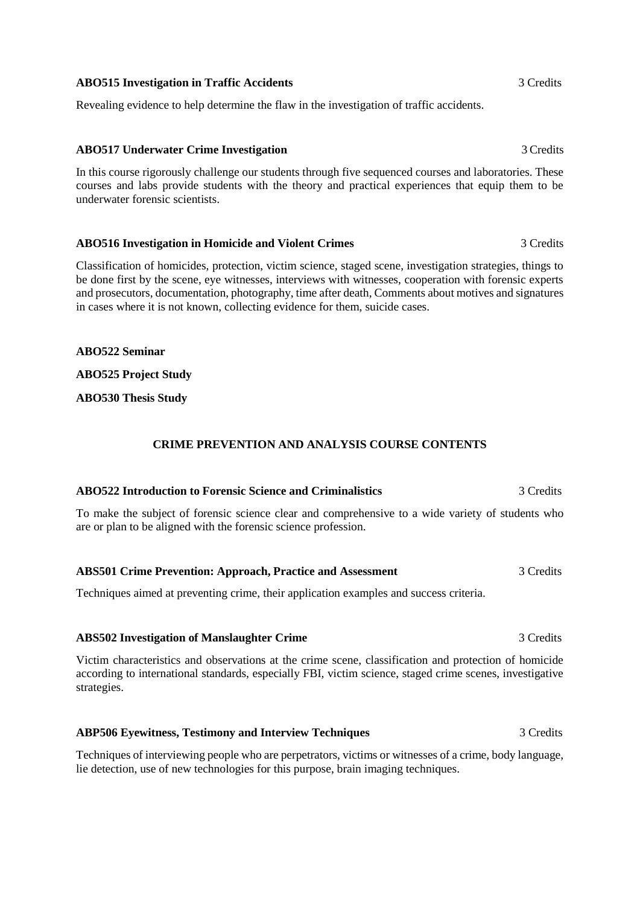**ABO515 Investigation in Traffic Accidents** 3 Credits

Revealing evidence to help determine the flaw in the investigation of traffic accidents.

**ABO517 Underwater Crime Investigation** 3 Credits

In this course rigorously challenge our students through five sequenced courses and laboratories. These courses and labs provide students with the theory and practical experiences that equip them to be underwater forensic scientists.

**ABO516 Investigation in Homicide and Violent Crimes** 3 Credits

Classification of homicides, protection, victim science, staged scene, investigation strategies, things to be done first by the scene, eye witnesses, interviews with witnesses, cooperation with forensic experts and prosecutors, documentation, photography, time after death, Comments about motives and signatures in cases where it is not known, collecting evidence for them, suicide cases.

**ABO522 Seminar**

**ABO525 Project Study**

**ABO530 Thesis Study**

## CRIME PREVENTION AND ANALYSIS COURSE CONTENTS

**ABO522 Introduction to Forensic Science and Criminalistics** 3 Credits

To make the subject of forensic science clear and comprehensive to a wide variety of students who are or plan to be aligned with the forensic science profession.

**ABS501 Crime Prevention: Approach, Practice and Assessment** 3 Credits

Techniques aimed at preventing crime, their application examples and success criteria.

**ABS502 Investigation of Manslaughter Crime** 3 Credits

Victim characteristics and observations at the crime scene, classification and protection of homicide according to international standards, especially FBI, victim science, staged crime scenes, investigative strategies.

**ABP506 Eyewitness, Testimony and Interview Techniques** 3 Credits

Techniques of interviewing people who are perpetrators, victims or witnesses of a crime, body language, lie detection, use of new technologies for this purpose, brain imaging techniques.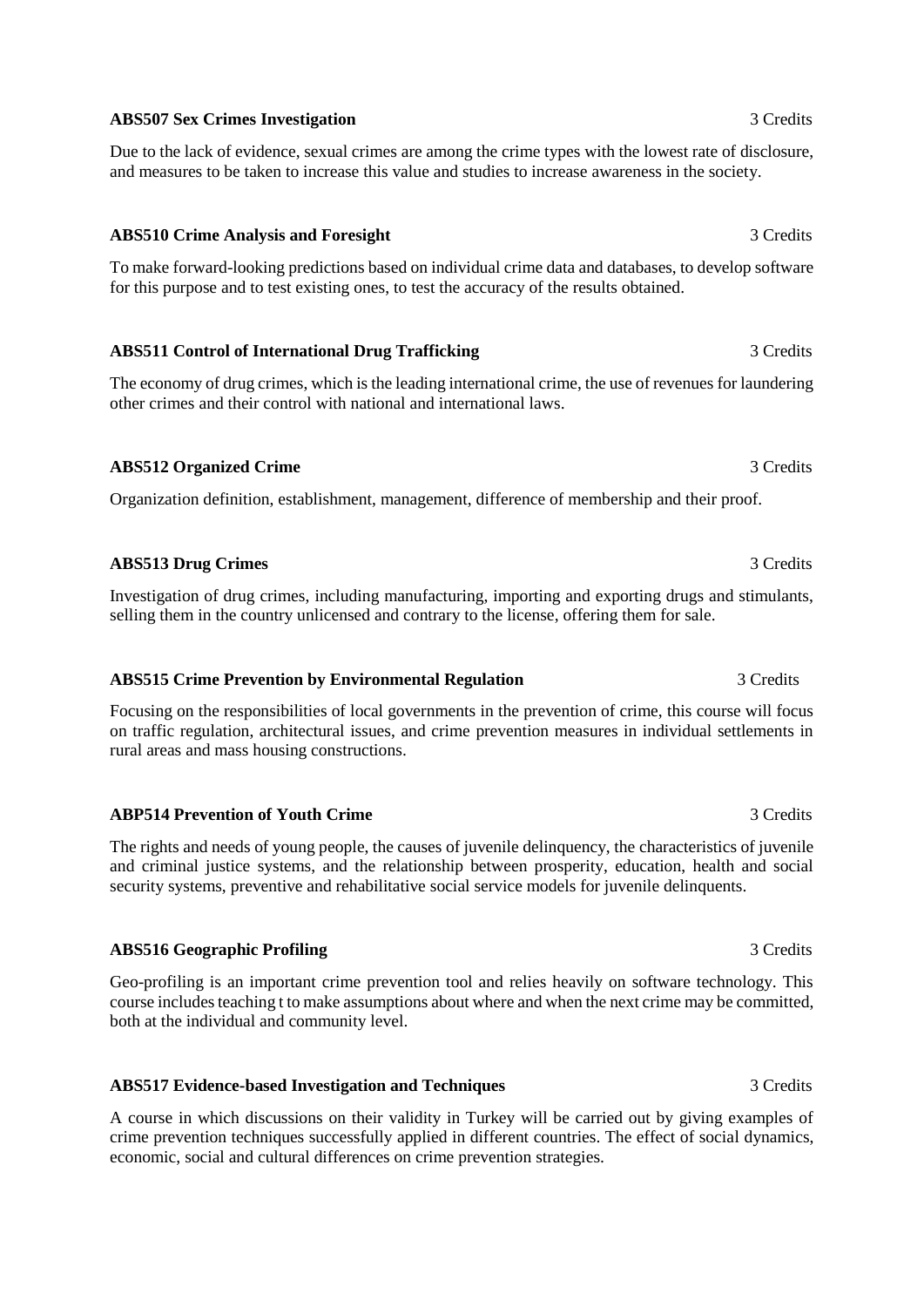**ABS507 Sex Crimes Investigation** 3 Credits

Due to the lack of evidence, sexual crimes are among the crime types with the lowest rate of disclosure, and measures to be taken to increase this value and studies to increase awareness in the society.

**ABS510 Crime Analysis and Foresight** 3 Credits

To make forward-looking predictions based on individual crime data and databases, to develop software for this purpose and to test existing ones, to test the accuracy of the results obtained.

**ABS511 Control of International Drug Trafficking** 3 Credits

The economy of drug crimes, which is the leading international crime, the use of revenues for laundering other crimes and their control with national and international laws.

**ABS512 Organized Crime** 3 Credits

Organization definition, establishment, management, difference of membership and their proof.

**ABS513 Drug Crimes** 3 Credits

Investigation of drug crimes, including manufacturing, importing and exporting drugs and stimulants, selling them in the country unlicensed and contrary to the license, offering them for sale.

**ABS515 Crime Prevention by Environmental Regulation** 3 Credits

Focusing on the responsibilities of local governments in the prevention of crime, this course will focus on traffic regulation, architectural issues, and crime prevention measures in individual settlements in rural areas and mass housing constructions.

**ABP514 Prevention of Youth Crime** 3 Credits

The rights and needs of young people, the causes of juvenile delinquency, the characteristics of juvenile and criminal justice systems, and the relationship between prosperity, education, health and social security systems, preventive and rehabilitative social service models for juvenile delinquents.

**ABS516 Geographic Profiling** 3 Credits

Geo-profiling is an important crime prevention tool and relies heavily on software technology. This course includes teaching t to make assumptions about where and when the next crime may be committed, both at the individual and community level.

**ABS517 Evidence-based Investigation and Techniques** 3 Credits

A course in which discussions on their validity in Turkey will be carried out by giving examples of crime prevention techniques successfully applied in different countries. The effect of social dynamics, economic, social and cultural differences on crime prevention strategies.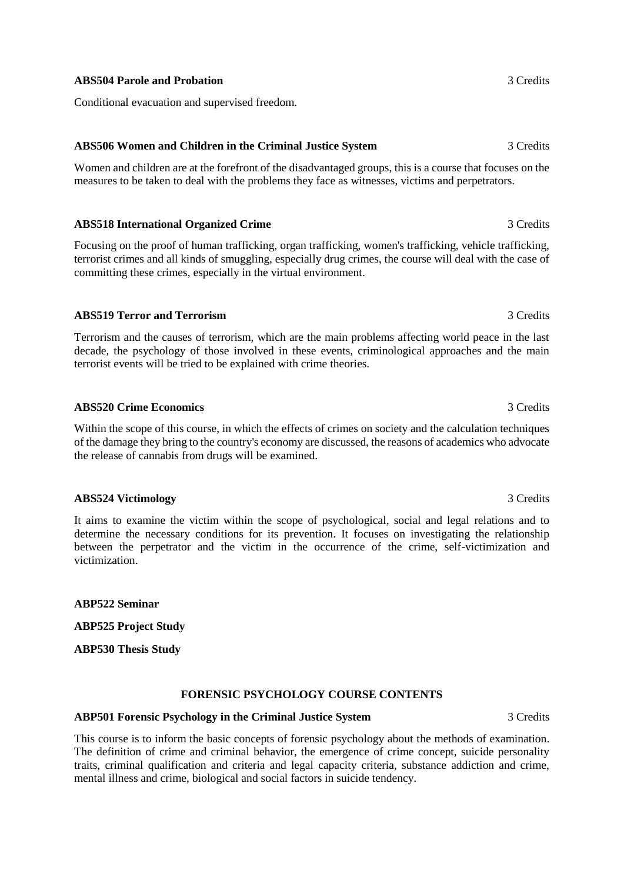**ABS504 Parole and Probation** 3 Credits

Conditional evacuation and supervised freedom.

**ABS506 Women and Children in the Criminal Justice System** 3 Credits

Women and children are at the forefront of the disadvantaged groups, this is a course that focuses on the measures to be taken to deal with the problems they face as witnesses, victims and perpetrators.

**ABS518 International Organized Crime** 3 Credits

Focusing on the proof of human trafficking, organ trafficking, women's trafficking, vehicle trafficking, terrorist crimes and all kinds of smuggling, especially drug crimes, the course will deal with the case of committing these crimes, especially in the virtual environment.

**ABS519 Terror and Terrorism** 3 Credits

Terrorism and the causes of terrorism, which are the main problems affecting world peace in the last decade, the psychology of those involved in these events, criminological approaches and the main terrorist events will be tried to be explained with crime theories.

**ABS520 Crime Economics** 3 Credits

Within the scope of this course, in which the effects of crimes on society and the calculation techniques of the damage they bring to the country's economy are discussed, the reasons of academics who advocate the release of cannabis from drugs will be examined.

**ABS524 Victimology** 3 Credits

It aims to examine the victim within the scope of psychological, social and legal relations and to determine the necessary conditions for its prevention. It focuses on investigating the relationship between the perpetrator and the victim in the occurrence of the crime, self-victimization and victimization.

**ABP522 Seminar**

**ABP525 Project Study**

**ABP530 Thesis Study**

## FORENSIC PSYCHOLOGY COURSE CONTENTS

**ABP501 Forensic Psychology in the Criminal Justice System** 3 Credits

This course is to inform the basic concepts of forensic psychology about the methods of examination. The definition of crime and criminal behavior, the emergence of crime concept, suicide personality traits, criminal qualification and criteria and legal capacity criteria, substance addiction and crime, mental illness and crime, biological and social factors in suicide tendency.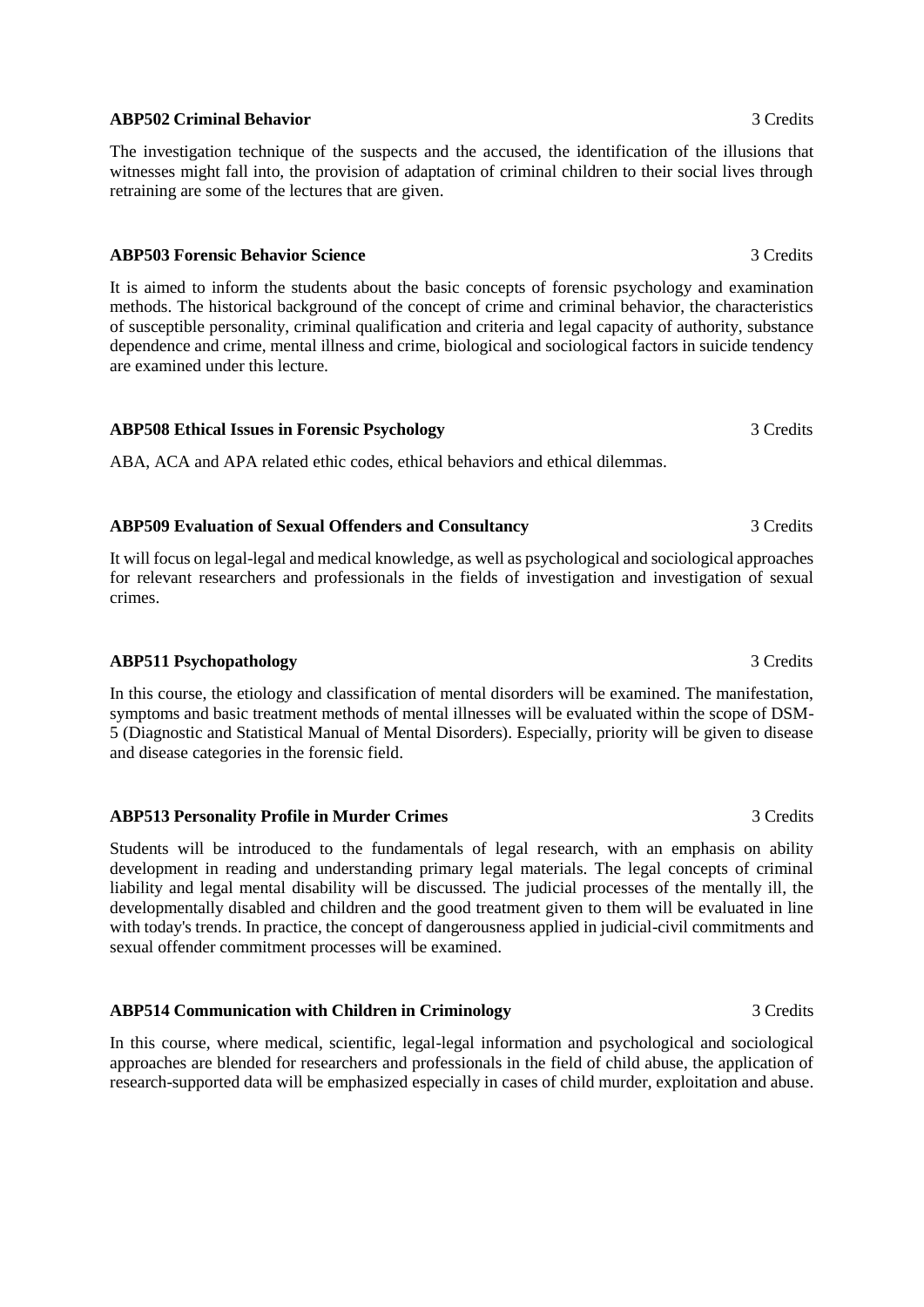**ABP502 Criminal Behavior** 3 Credits

The investigation technique of the suspects and the accused, the identification of the illusions that witnesses might fall into, the provision of adaptation of criminal children to their social lives through retraining are some of the lectures that are given.

**ABP503 Forensic Behavior Science** 3 Credits

It is aimed to inform the students about the basic concepts of forensic psychology and examination methods. The historical background of the concept of crime and criminal behavior, the characteristics of susceptible personality, criminal qualification and criteria and legal capacity of authority, substance dependence and crime, mental illness and crime, biological and sociological factors in suicide tendency are examined under this lecture.

**ABP508 Ethical Issues in Forensic Psychology** 3 Credits

ABA, ACA and APA related ethic codes, ethical behaviors and ethical dilemmas.

**ABP509 Evaluation of Sexual Offenders and Consultancy** 3 Credits

It will focus on legal-legal and medical knowledge, as well as psychological and sociological approaches for relevant researchers and professionals in the fields of investigation and investigation of sexual crimes.

**ABP511 Psychopathology** 3 Credits

In this course, the etiology and classification of mental disorders will be examined. The manifestation, symptoms and basic treatment methods of mental illnesses will be evaluated within the scope of DSM-5 (Diagnostic and Statistical Manual of Mental Disorders). Especially, priority will be given to disease and disease categories in the forensic field.

**ABP513 Personality Profile in Murder Crimes** 3 Credits

Students will be introduced to the fundamentals of legal research, with an emphasis on ability development in reading and understanding primary legal materials. The legal concepts of criminal liability and legal mental disability will be discussed. The judicial processes of the mentally ill, the developmentally disabled and children and the good treatment given to them will be evaluated in line with today's trends. In practice, the concept of dangerousness applied in judicial-civil commitments and sexual offender commitment processes will be examined.

**ABP514 Communication with Children in Criminology** 3 Credits

In this course, where medical, scientific, legal-legal information and psychological and sociological approaches are blended for researchers and professionals in the field of child abuse, the application of research-supported data will be emphasized especially in cases of child murder, exploitation and abuse.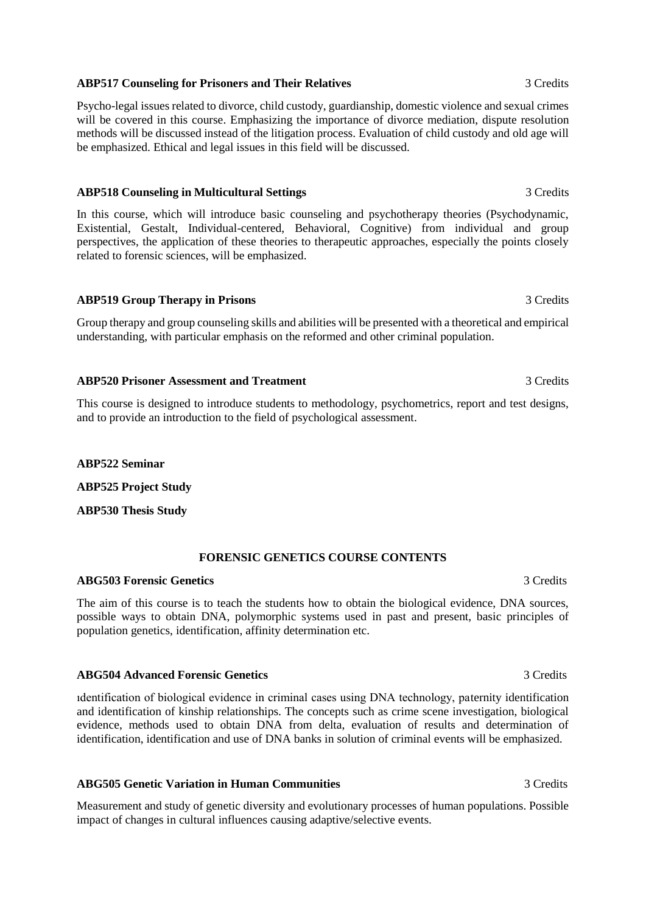**ABP517 Counseling for Prisoners and Their Relatives** 3 Credits

Psycho-legal issues related to divorce, child custody, guardianship, domestic violence and sexual crimes will be covered in this course. Emphasizing the importance of divorce mediation, dispute resolution methods will be discussed instead of the litigation process. Evaluation of child custody and old age will be emphasized. Ethical and legal issues in this field will be discussed.

**ABP518 Counseling in Multicultural Settings** 3 Credits

In this course, which will introduce basic counseling and psychotherapy theories (Psychodynamic, Existential, Gestalt, Individual-centered, Behavioral, Cognitive) from individual and group perspectives, the application of these theories to therapeutic approaches, especially the points closely related to forensic sciences, will be emphasized.

**ABP519 Group Therapy in Prisons** 3 Credits

Group therapy and group counseling skills and abilities will be presented with a theoretical and empirical understanding, with particular emphasis on the reformed and other criminal population.

**ABP520 Prisoner Assessment and Treatment** 3 Credits

This course is designed to introduce students to methodology, psychometrics, report and test designs, and to provide an introduction to the field of psychological assessment.

**ABP522 Seminar**

**ABP525 Project Study**

**ABP530 Thesis Study**

## FORENSIC GENETICS COURSE CONTENTS

**ABG503 Forensic Genetics** 3 Credits

The aim of this course is to teach the students how to obtain the biological evidence, DNA sources, possible ways to obtain DNA, polymorphic systems used in past and present, basic principles of population genetics, identification, affinity determination etc.

**ABG504 Advanced Forensic Genetics** 3 Credits

ıdentification of biological evidence in criminal cases using DNA technology, paternity identification and identification of kinship relationships. The concepts such as crime scene investigation, biological evidence, methods used to obtain DNA from delta, evaluation of results and determination of identification, identification and use of DNA banks in solution of criminal events will be emphasized.

**ABG505 Genetic Variation in Human Communities** 3 Credits

Measurement and study of genetic diversity and evolutionary processes of human populations. Possible impact of changes in cultural influences causing adaptive/selective events.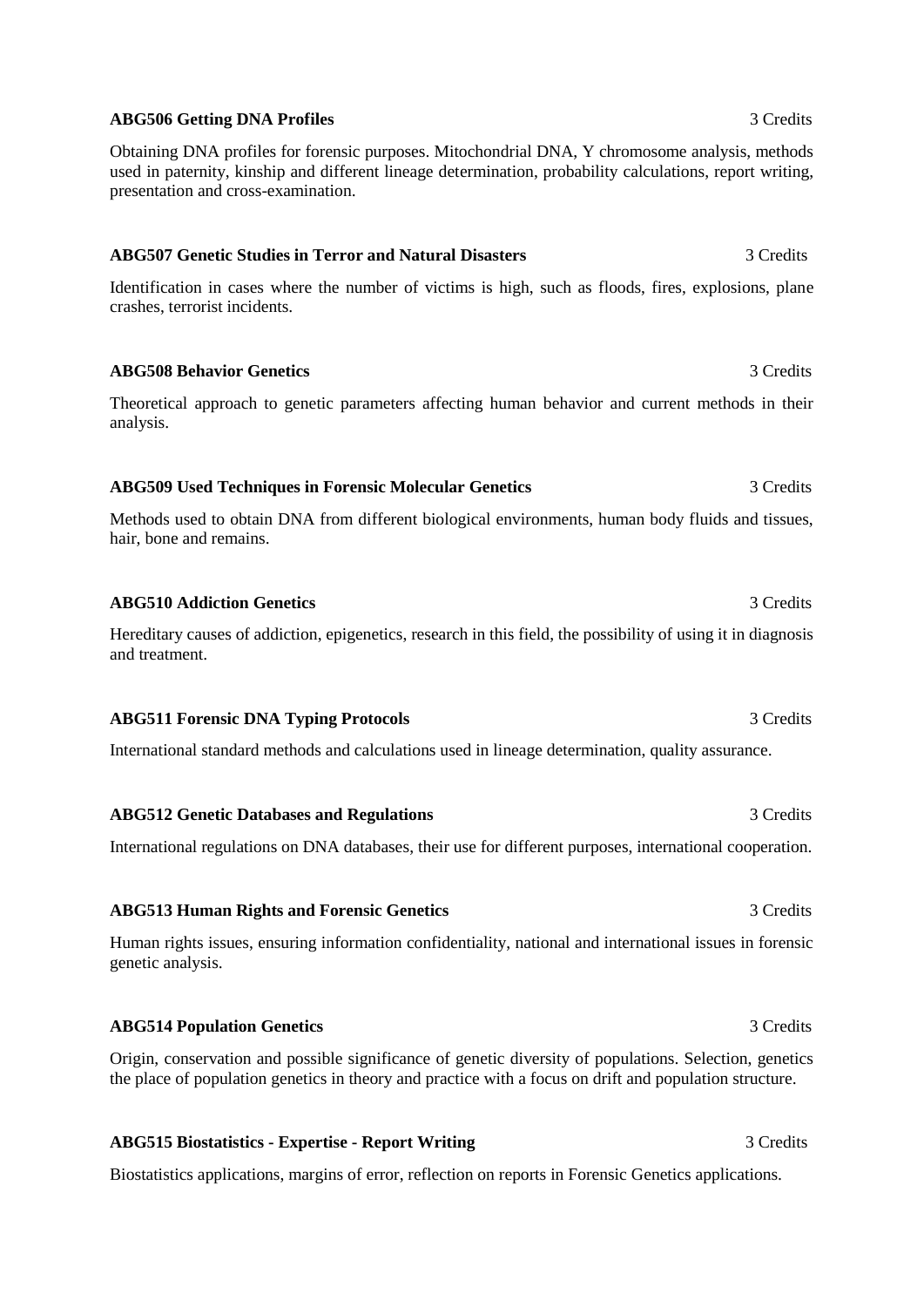**ABG506 Getting DNA Profiles** 3 Credits

Obtaining DNA profiles for forensic purposes. Mitochondrial DNA, Y chromosome analysis, methods used in paternity, kinship and different lineage determination, probability calculations, report writing, presentation and cross-examination.

**ABG507 Genetic Studies in Terror and Natural Disasters** 3 Credits

Identification in cases where the number of victims is high, such as floods, fires, explosions, plane crashes, terrorist incidents.

**ABG508 Behavior Genetics** 3 Credits

Theoretical approach to genetic parameters affecting human behavior and current methods in their analysis.

**ABG509 Used Techniques in Forensic Molecular Genetics** 3 Credits

Methods used to obtain DNA from different biological environments, human body fluids and tissues, hair, bone and remains.

**ABG510 Addiction Genetics** 3 Credits

Hereditary causes of addiction, epigenetics, research in this field, the possibility of using it in diagnosis and treatment.

**ABG511 Forensic DNA Typing Protocols** 3 Credits

International standard methods and calculations used in lineage determination, quality assurance.

**ABG512 Genetic Databases and Regulations** 3 Credits

International regulations on DNA databases, their use for different purposes, international cooperation.

**ABG513 Human Rights and Forensic Genetics** 3 Credits

Human rights issues, ensuring information confidentiality, national and international issues in forensic genetic analysis.

**ABG514 Population Genetics** 3 Credits

Origin, conservation and possible significance of genetic diversity of populations. Selection, genetics the place of population genetics in theory and practice with a focus on drift and population structure.

**ABG515 Biostatistics - Expertise - Report Writing** 3 Credits

Biostatistics applications, margins of error, reflection on reports in Forensic Genetics applications.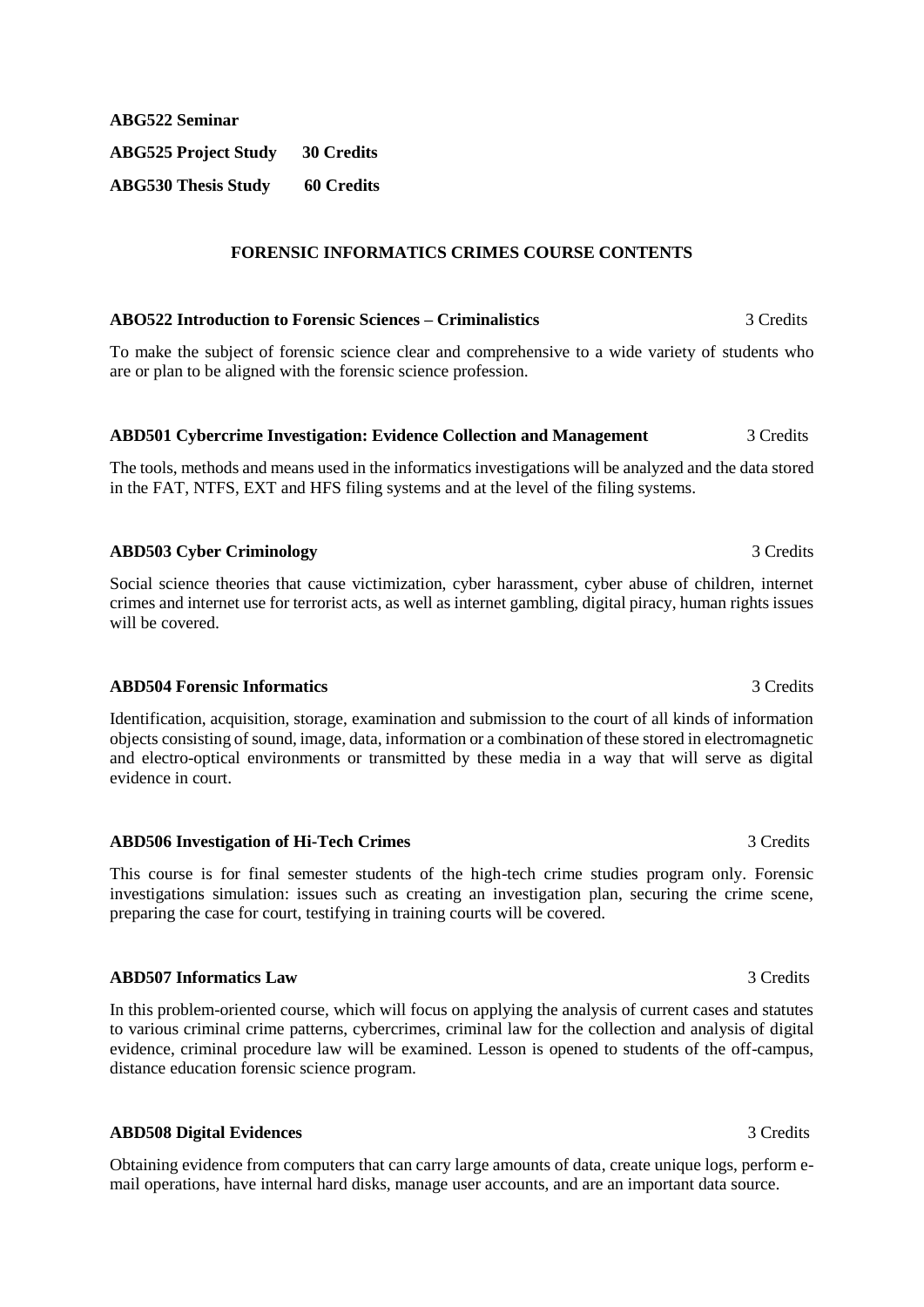**ABG522 Seminar**

**ABG525 Project Study 30 Credits**

**ABG530 Thesis Study 60 Credits**

## FORENSIC INFORMATICS CRIMES COURSE CONTENTS

**ABO522 Introduction to Forensic Sciences – Criminalistics** 3 Credits

To make the subject of forensic science clear and comprehensive to a wide variety of students who are or plan to be aligned with the forensic science profession.

**ABD501 Cybercrime Investigation: Evidence Collection and Management** 3 Credits

The tools, methods and means used in the informatics investigations will be analyzed and the data stored in the FAT, NTFS, EXT and HFS filing systems and at the level of the filing systems.

**ABD503 Cyber Criminology** 3 Credits

Social science theories that cause victimization, cyber harassment, cyber abuse of children, internet crimes and internet use for terrorist acts, as well as internet gambling, digital piracy, human rights issues will be covered.

**ABD504 Forensic Informatics** 3 Credits

Identification, acquisition, storage, examination and submission to the court of all kinds of information objects consisting of sound, image, data, information or a combination of these stored in electromagnetic and electro-optical environments or transmitted by these media in a way that will serve as digital evidence in court.

**ABD506 Investigation of Hi-Tech Crimes** 3 Credits

This course is for final semester students of the high-tech crime studies program only. Forensic investigations simulation: issues such as creating an investigation plan, securing the crime scene, preparing the case for court, testifying in training courts will be covered.

**ABD507 Informatics Law** 3 Credits

In this problem-oriented course, which will focus on applying the analysis of current cases and statutes to various criminal crime patterns, cybercrimes, criminal law for the collection and analysis of digital evidence, criminal procedure law will be examined. Lesson is opened to students of the off-campus, distance education forensic science program.

**ABD508 Digital Evidences** 3 Credits

Obtaining evidence from computers that can carry large amounts of data, create unique logs, perform e-mail operations, have internal hard disks, manage user accounts, and are an important data source.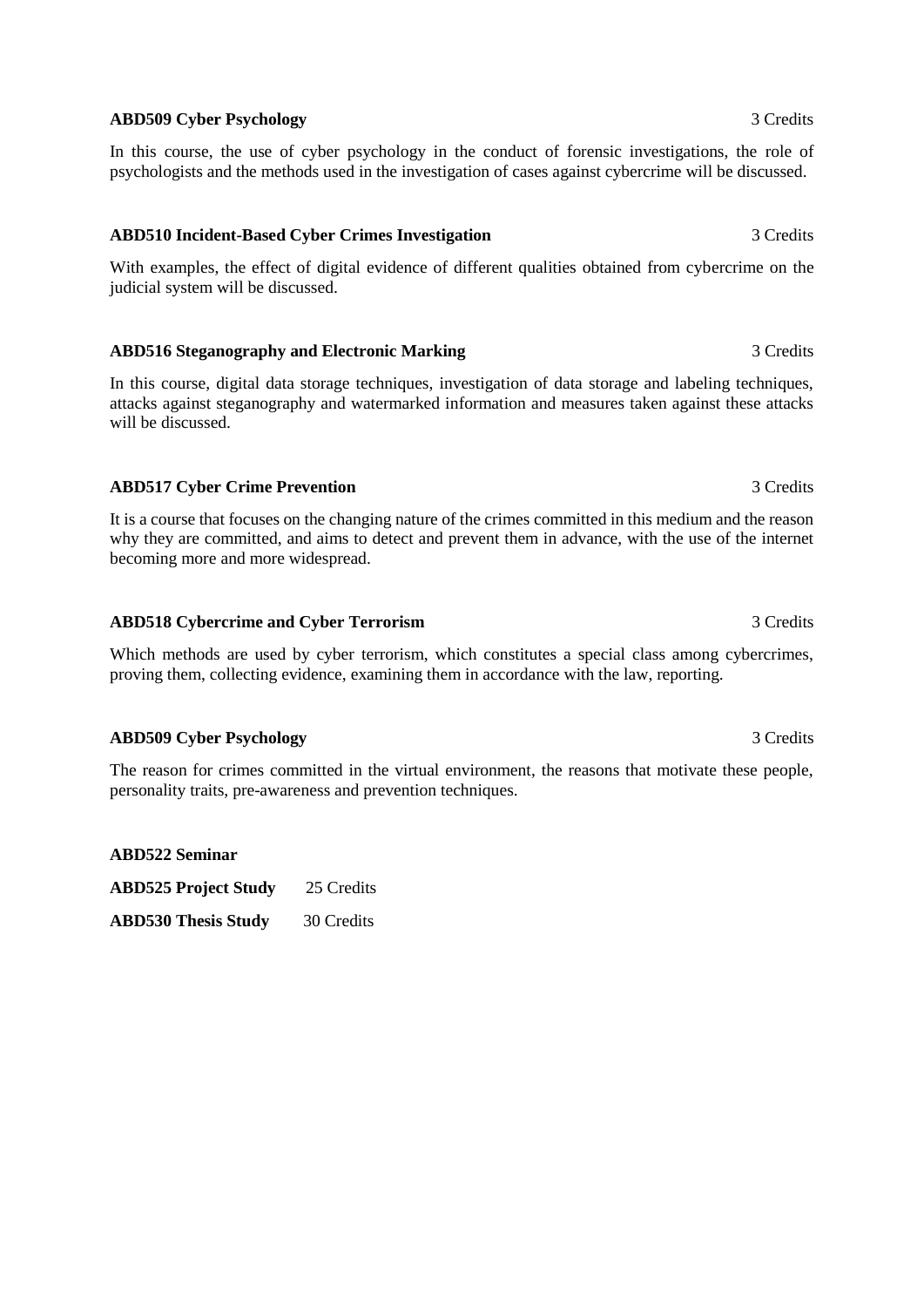**ABD509 Cyber Psychology** 3 Credits

In this course, the use of cyber psychology in the conduct of forensic investigations, the role of psychologists and the methods used in the investigation of cases against cybercrime will be discussed.

**ABD510 Incident-Based Cyber Crimes Investigation** 3 Credits

With examples, the effect of digital evidence of different qualities obtained from cybercrime on the judicial system will be discussed.

**ABD516 Steganography and Electronic Marking** 3 Credits

In this course, digital data storage techniques, investigation of data storage and labeling techniques, attacks against steganography and watermarked information and measures taken against these attacks will be discussed.

**ABD517 Cyber Crime Prevention** 3 Credits

It is a course that focuses on the changing nature of the crimes committed in this medium and the reason why they are committed, and aims to detect and prevent them in advance, with the use of the internet becoming more and more widespread.

**ABD518 Cybercrime and Cyber Terrorism** 3 Credits

Which methods are used by cyber terrorism, which constitutes a special class among cybercrimes, proving them, collecting evidence, examining them in accordance with the law, reporting.

**ABD509 Cyber Psychology** 3 Credits

The reason for crimes committed in the virtual environment, the reasons that motivate these people, personality traits, pre-awareness and prevention techniques.

**ABD522 Seminar**

**ABD525 Project Study** 25 Credits

**ABD530 Thesis Study** 30 Credits